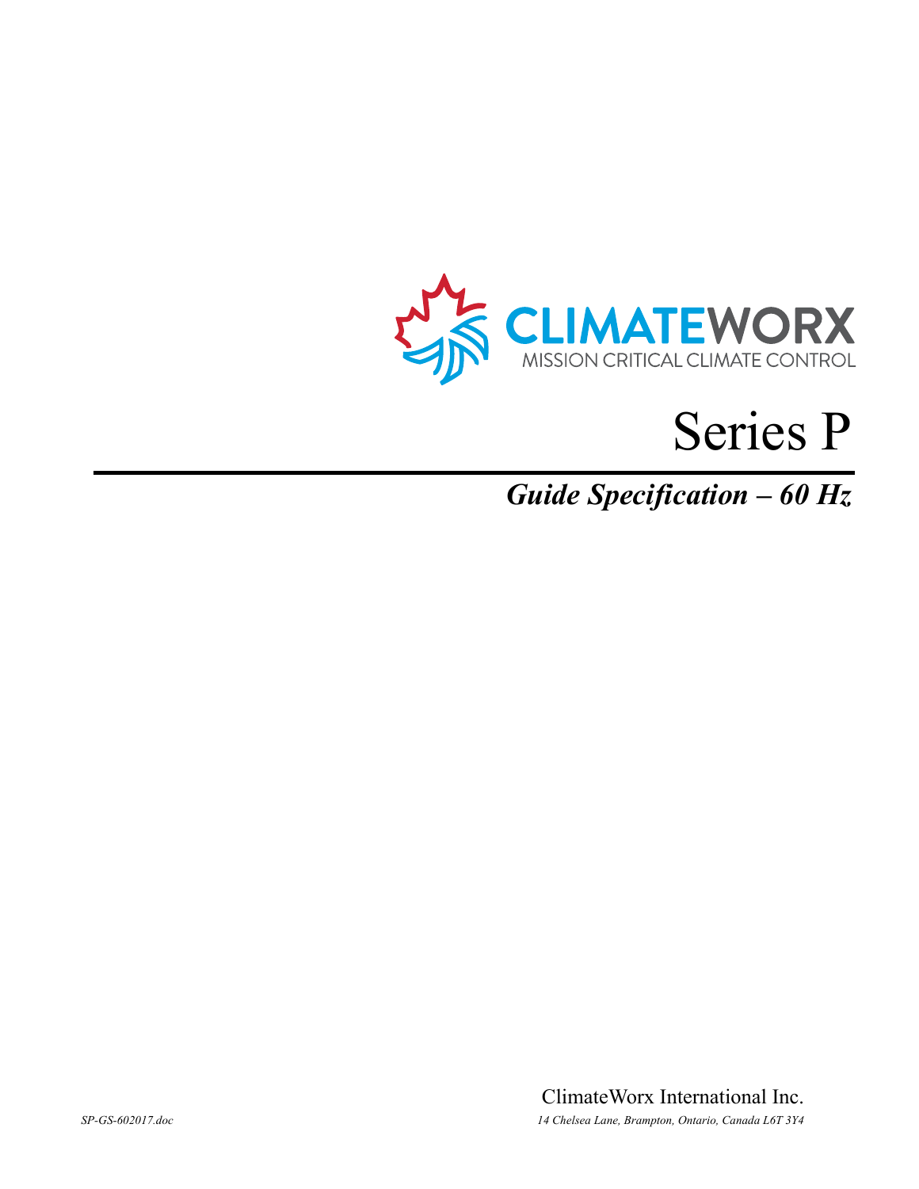CLIMATEWORX

MISSION CRITICAL CLIMATE CONTROL

# Series P

## *Guide Specification – 60 Hz*

ClimateWorx International Inc.

*SP-GS-602017.doc*

*14 Chelsea Lane, Brampton, Ontario, Canada L6T 3Y4*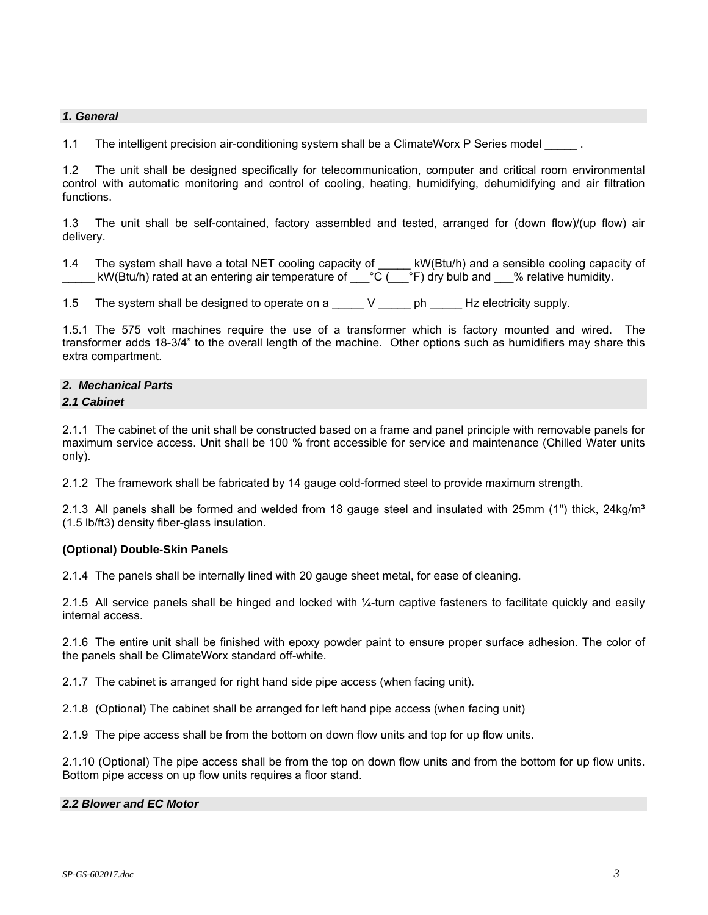### *1. General*

1.1 The intelligent precision air-conditioning system shall be a ClimateWorx P Series model _____ .

1.2 The unit shall be designed specifically for telecommunication, computer and critical room environmental control with automatic monitoring and control of cooling, heating, humidifying, dehumidifying and air filtration functions.

1.3 The unit shall be self-contained, factory assembled and tested, arranged for (down flow)/(up flow) air delivery.

1.4 The system shall have a total NET cooling capacity of _____ kW(Btu/h) and a sensible cooling capacity of _____ kW(Btu/h) rated at an entering air temperature of ___°C (___°F) dry bulb and ___% relative humidity.

1.5 The system shall be designed to operate on a _____ V _____ ph _____ Hz electricity supply.

1.5.1 The 575 volt machines require the use of a transformer which is factory mounted and wired. The transformer adds 18-3/4" to the overall length of the machine. Other options such as humidifiers may share this extra compartment.

### *2. Mechanical Parts*

#### *2.1 Cabinet*

2.1.1 The cabinet of the unit shall be constructed based on a frame and panel principle with removable panels for maximum service access. Unit shall be 100 % front accessible for service and maintenance (Chilled Water units only).

2.1.2 The framework shall be fabricated by 14 gauge cold-formed steel to provide maximum strength.

2.1.3 All panels shall be formed and welded from 18 gauge steel and insulated with 25mm (1") thick, 24kg/m³ (1.5 lb/ft3) density fiber-glass insulation.

**(Optional) Double-Skin Panels**

2.1.4 The panels shall be internally lined with 20 gauge sheet metal, for ease of cleaning.

2.1.5 All service panels shall be hinged and locked with ¼-turn captive fasteners to facilitate quickly and easily internal access.

2.1.6 The entire unit shall be finished with epoxy powder paint to ensure proper surface adhesion. The color of the panels shall be ClimateWorx standard off-white.

2.1.7 The cabinet is arranged for right hand side pipe access (when facing unit).

2.1.8 (Optional) The cabinet shall be arranged for left hand pipe access (when facing unit)

2.1.9 The pipe access shall be from the bottom on down flow units and top for up flow units.

2.1.10 (Optional) The pipe access shall be from the top on down flow units and from the bottom for up flow units. Bottom pipe access on up flow units requires a floor stand.

#### *2.2 Blower and EC Motor*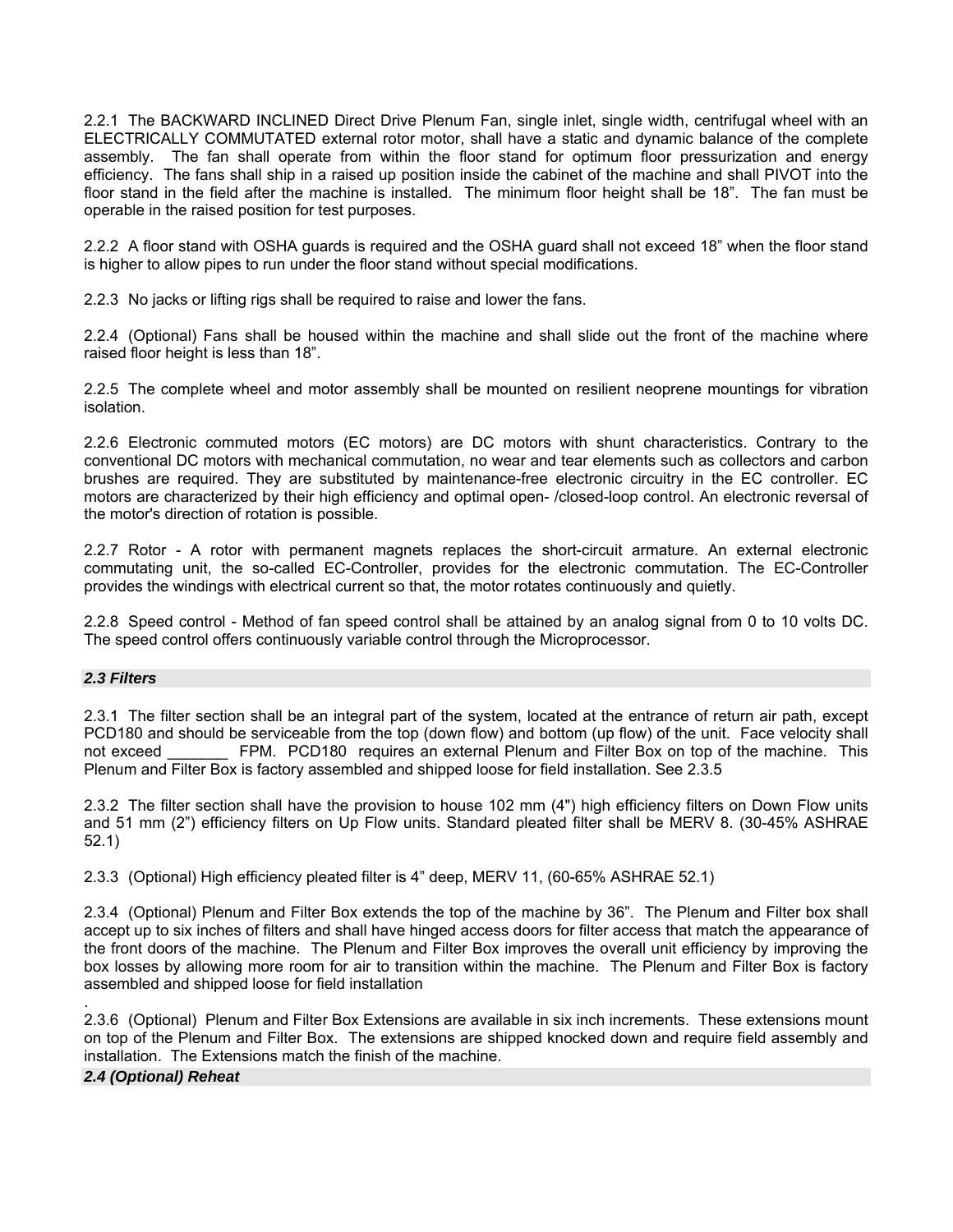2.2.1 The BACKWARD INCLINED Direct Drive Plenum Fan, single inlet, single width, centrifugal wheel with an ELECTRICALLY COMMUTATED external rotor motor, shall have a static and dynamic balance of the complete assembly. The fan shall operate from within the floor stand for optimum floor pressurization and energy efficiency. The fans shall ship in a raised up position inside the cabinet of the machine and shall PIVOT into the floor stand in the field after the machine is installed. The minimum floor height shall be 18". The fan must be operable in the raised position for test purposes.

2.2.2 A floor stand with OSHA guards is required and the OSHA guard shall not exceed 18" when the floor stand is higher to allow pipes to run under the floor stand without special modifications.

2.2.3 No jacks or lifting rigs shall be required to raise and lower the fans.

2.2.4 (Optional) Fans shall be housed within the machine and shall slide out the front of the machine where raised floor height is less than 18".

2.2.5 The complete wheel and motor assembly shall be mounted on resilient neoprene mountings for vibration isolation.

2.2.6 Electronic commuted motors (EC motors) are DC motors with shunt characteristics. Contrary to the conventional DC motors with mechanical commutation, no wear and tear elements such as collectors and carbon brushes are required. They are substituted by maintenance-free electronic circuitry in the EC controller. EC motors are characterized by their high efficiency and optimal open- /closed-loop control. An electronic reversal of the motor's direction of rotation is possible.

2.2.7 Rotor - A rotor with permanent magnets replaces the short-circuit armature. An external electronic commutating unit, the so-called EC-Controller, provides for the electronic commutation. The EC-Controller provides the windings with electrical current so that, the motor rotates continuously and quietly.

2.2.8 Speed control - Method of fan speed control shall be attained by an analog signal from 0 to 10 volts DC. The speed control offers continuously variable control through the Microprocessor.

### *2.3 Filters*

2.3.1 The filter section shall be an integral part of the system, located at the entrance of return air path, except PCD180 and should be serviceable from the top (down flow) and bottom (up flow) of the unit. Face velocity shall not exceed _______ FPM. PCD180 requires an external Plenum and Filter Box on top of the machine. This Plenum and Filter Box is factory assembled and shipped loose for field installation. See 2.3.5

2.3.2 The filter section shall have the provision to house 102 mm (4") high efficiency filters on Down Flow units and 51 mm (2") efficiency filters on Up Flow units. Standard pleated filter shall be MERV 8. (30-45% ASHRAE 52.1)

2.3.3 (Optional) High efficiency pleated filter is 4" deep, MERV 11, (60-65% ASHRAE 52.1)

2.3.4 (Optional) Plenum and Filter Box extends the top of the machine by 36". The Plenum and Filter box shall accept up to six inches of filters and shall have hinged access doors for filter access that match the appearance of the front doors of the machine. The Plenum and Filter Box improves the overall unit efficiency by improving the box losses by allowing more room for air to transition within the machine. The Plenum and Filter Box is factory assembled and shipped loose for field installation

.
2.3.6 (Optional) Plenum and Filter Box Extensions are available in six inch increments. These extensions mount on top of the Plenum and Filter Box. The extensions are shipped knocked down and require field assembly and installation. The Extensions match the finish of the machine.

### *2.4 (Optional) Reheat*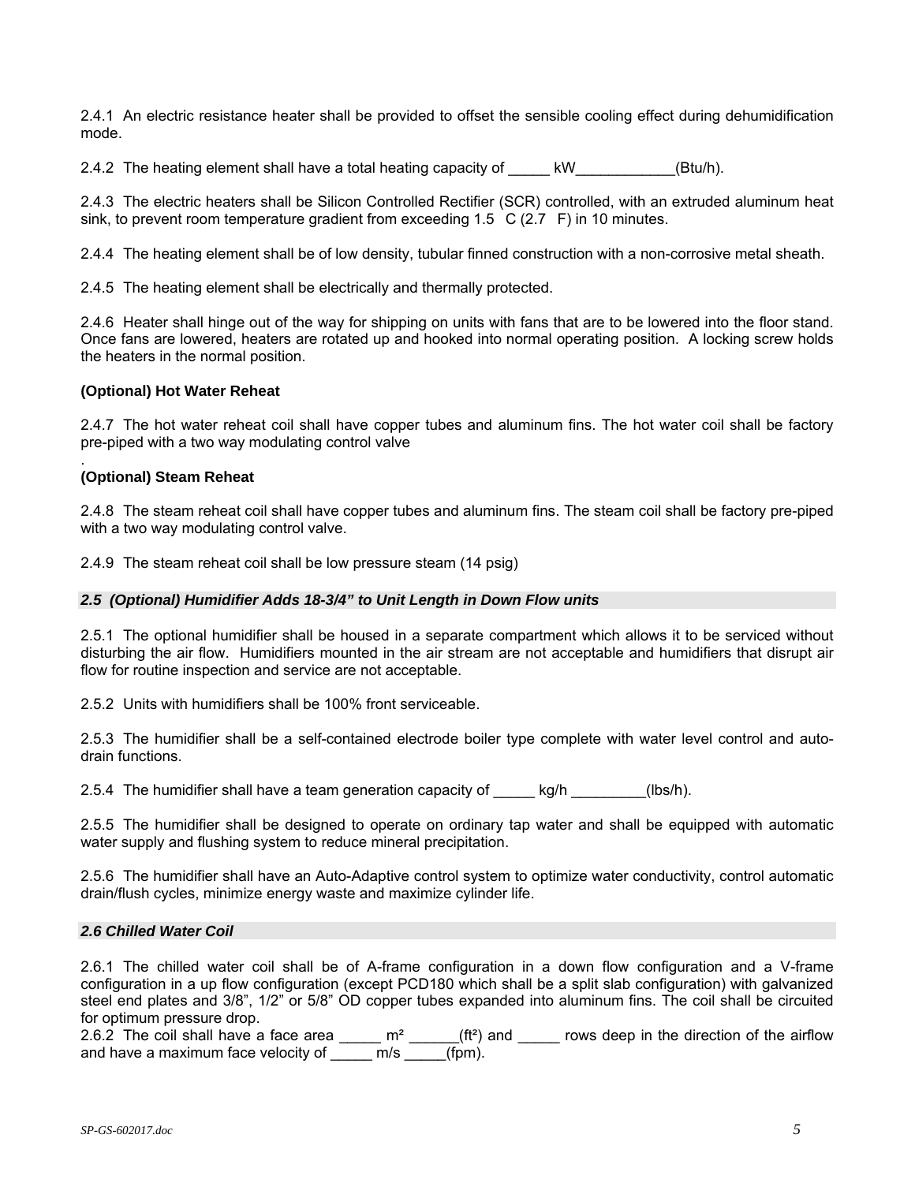2.4.1 An electric resistance heater shall be provided to offset the sensible cooling effect during dehumidification mode.

2.4.2 The heating element shall have a total heating capacity of _____ kW____________(Btu/h).

2.4.3 The electric heaters shall be Silicon Controlled Rectifier (SCR) controlled, with an extruded aluminum heat sink, to prevent room temperature gradient from exceeding 1.5 C (2.7 F) in 10 minutes.

2.4.4 The heating element shall be of low density, tubular finned construction with a non-corrosive metal sheath.

2.4.5 The heating element shall be electrically and thermally protected.

2.4.6 Heater shall hinge out of the way for shipping on units with fans that are to be lowered into the floor stand. Once fans are lowered, heaters are rotated up and hooked into normal operating position. A locking screw holds the heaters in the normal position.

**(Optional) Hot Water Reheat**

2.4.7 The hot water reheat coil shall have copper tubes and aluminum fins. The hot water coil shall be factory pre-piped with a two way modulating control valve

.

**(Optional) Steam Reheat**

2.4.8 The steam reheat coil shall have copper tubes and aluminum fins. The steam coil shall be factory pre-piped with a two way modulating control valve.

2.4.9 The steam reheat coil shall be low pressure steam (14 psig)

### *2.5 (Optional) Humidifier Adds 18-3/4" to Unit Length in Down Flow units*

2.5.1 The optional humidifier shall be housed in a separate compartment which allows it to be serviced without disturbing the air flow. Humidifiers mounted in the air stream are not acceptable and humidifiers that disrupt air flow for routine inspection and service are not acceptable.

2.5.2 Units with humidifiers shall be 100% front serviceable.

2.5.3 The humidifier shall be a self-contained electrode boiler type complete with water level control and auto-drain functions.

2.5.4 The humidifier shall have a team generation capacity of _____ kg/h _________(lbs/h).

2.5.5 The humidifier shall be designed to operate on ordinary tap water and shall be equipped with automatic water supply and flushing system to reduce mineral precipitation.

2.5.6 The humidifier shall have an Auto-Adaptive control system to optimize water conductivity, control automatic drain/flush cycles, minimize energy waste and maximize cylinder life.

### *2.6 Chilled Water Coil*

2.6.1 The chilled water coil shall be of A-frame configuration in a down flow configuration and a V-frame configuration in a up flow configuration (except PCD180 which shall be a split slab configuration) with galvanized steel end plates and 3/8", 1/2" or 5/8" OD copper tubes expanded into aluminum fins. The coil shall be circuited for optimum pressure drop.

2.6.2 The coil shall have a face area _____ m² ______(ft²) and _____ rows deep in the direction of the airflow and have a maximum face velocity of _____ m/s _____(fpm).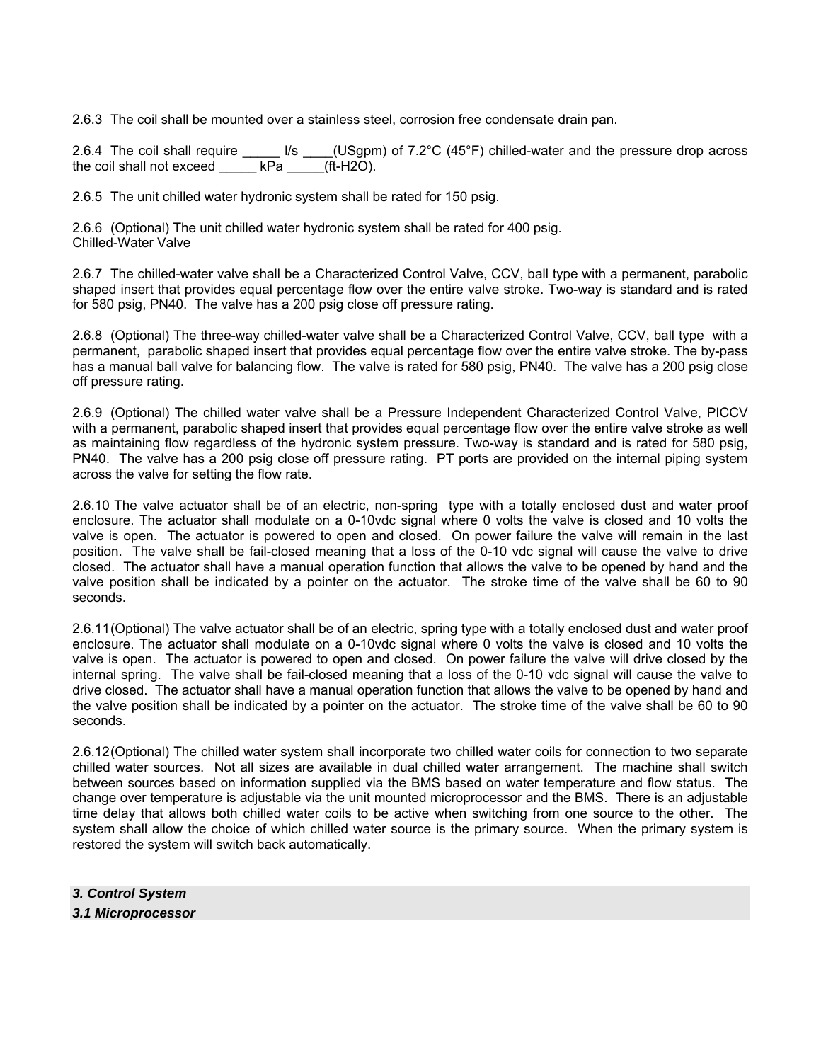2.6.3 The coil shall be mounted over a stainless steel, corrosion free condensate drain pan.

2.6.4 The coil shall require _____ l/s ____(USgpm) of 7.2°C (45°F) chilled-water and the pressure drop across the coil shall not exceed _____ kPa _____(ft-H2O).

2.6.5 The unit chilled water hydronic system shall be rated for 150 psig.

2.6.6 (Optional) The unit chilled water hydronic system shall be rated for 400 psig.
Chilled-Water Valve

2.6.7 The chilled-water valve shall be a Characterized Control Valve, CCV, ball type with a permanent, parabolic shaped insert that provides equal percentage flow over the entire valve stroke. Two-way is standard and is rated for 580 psig, PN40. The valve has a 200 psig close off pressure rating.

2.6.8 (Optional) The three-way chilled-water valve shall be a Characterized Control Valve, CCV, ball type with a permanent, parabolic shaped insert that provides equal percentage flow over the entire valve stroke. The by-pass has a manual ball valve for balancing flow. The valve is rated for 580 psig, PN40. The valve has a 200 psig close off pressure rating.

2.6.9 (Optional) The chilled water valve shall be a Pressure Independent Characterized Control Valve, PICCV with a permanent, parabolic shaped insert that provides equal percentage flow over the entire valve stroke as well as maintaining flow regardless of the hydronic system pressure. Two-way is standard and is rated for 580 psig, PN40. The valve has a 200 psig close off pressure rating. PT ports are provided on the internal piping system across the valve for setting the flow rate.

2.6.10 The valve actuator shall be of an electric, non-spring type with a totally enclosed dust and water proof enclosure. The actuator shall modulate on a 0-10vdc signal where 0 volts the valve is closed and 10 volts the valve is open. The actuator is powered to open and closed. On power failure the valve will remain in the last position. The valve shall be fail-closed meaning that a loss of the 0-10 vdc signal will cause the valve to drive closed. The actuator shall have a manual operation function that allows the valve to be opened by hand and the valve position shall be indicated by a pointer on the actuator. The stroke time of the valve shall be 60 to 90 seconds.

2.6.11 (Optional) The valve actuator shall be of an electric, spring type with a totally enclosed dust and water proof enclosure. The actuator shall modulate on a 0-10vdc signal where 0 volts the valve is closed and 10 volts the valve is open. The actuator is powered to open and closed. On power failure the valve will drive closed by the internal spring. The valve shall be fail-closed meaning that a loss of the 0-10 vdc signal will cause the valve to drive closed. The actuator shall have a manual operation function that allows the valve to be opened by hand and the valve position shall be indicated by a pointer on the actuator. The stroke time of the valve shall be 60 to 90 seconds.

2.6.12 (Optional) The chilled water system shall incorporate two chilled water coils for connection to two separate chilled water sources. Not all sizes are available in dual chilled water arrangement. The machine shall switch between sources based on information supplied via the BMS based on water temperature and flow status. The change over temperature is adjustable via the unit mounted microprocessor and the BMS. There is an adjustable time delay that allows both chilled water coils to be active when switching from one source to the other. The system shall allow the choice of which chilled water source is the primary source. When the primary system is restored the system will switch back automatically.

## *3. Control System*

### *3.1 Microprocessor*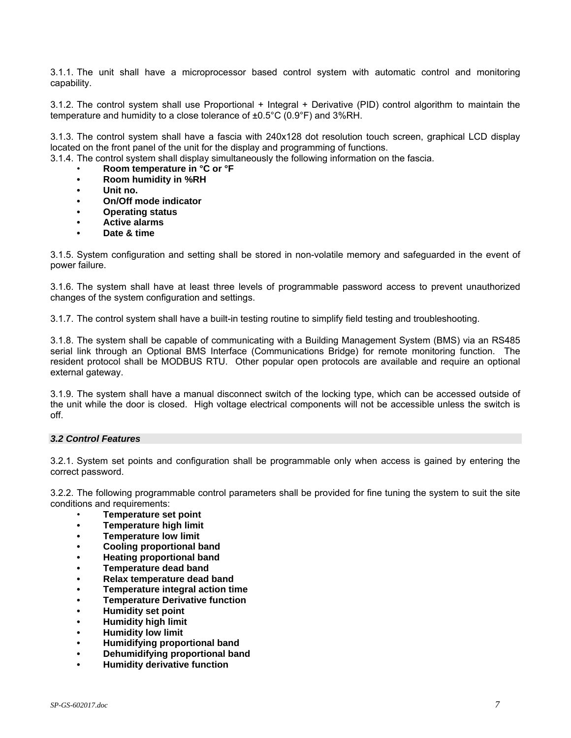3.1.1. The unit shall have a microprocessor based control system with automatic control and monitoring capability.

3.1.2. The control system shall use Proportional + Integral + Derivative (PID) control algorithm to maintain the temperature and humidity to a close tolerance of ±0.5°C (0.9°F) and 3%RH.

3.1.3. The control system shall have a fascia with 240x128 dot resolution touch screen, graphical LCD display located on the front panel of the unit for the display and programming of functions.

3.1.4. The control system shall display simultaneously the following information on the fascia.

- **Room temperature in °C or °F**
- **Room humidity in %RH**
- **Unit no.**
- **On/Off mode indicator**
- **Operating status**
- **Active alarms**
- **Date & time**

3.1.5. System configuration and setting shall be stored in non-volatile memory and safeguarded in the event of power failure.

3.1.6. The system shall have at least three levels of programmable password access to prevent unauthorized changes of the system configuration and settings.

3.1.7. The control system shall have a built-in testing routine to simplify field testing and troubleshooting.

3.1.8. The system shall be capable of communicating with a Building Management System (BMS) via an RS485 serial link through an Optional BMS Interface (Communications Bridge) for remote monitoring function. The resident protocol shall be MODBUS RTU. Other popular open protocols are available and require an optional external gateway.

3.1.9. The system shall have a manual disconnect switch of the locking type, which can be accessed outside of the unit while the door is closed. High voltage electrical components will not be accessible unless the switch is off.

### *3.2 Control Features*

3.2.1. System set points and configuration shall be programmable only when access is gained by entering the correct password.

3.2.2. The following programmable control parameters shall be provided for fine tuning the system to suit the site conditions and requirements:

- **Temperature set point**
- **Temperature high limit**
- **Temperature low limit**
- **Cooling proportional band**
- **Heating proportional band**
- **Temperature dead band**
- **Relax temperature dead band**
- **Temperature integral action time**
- **Temperature Derivative function**
- **Humidity set point**
- **Humidity high limit**
- **Humidity low limit**
- **Humidifying proportional band**
- **Dehumidifying proportional band**
- **Humidity derivative function**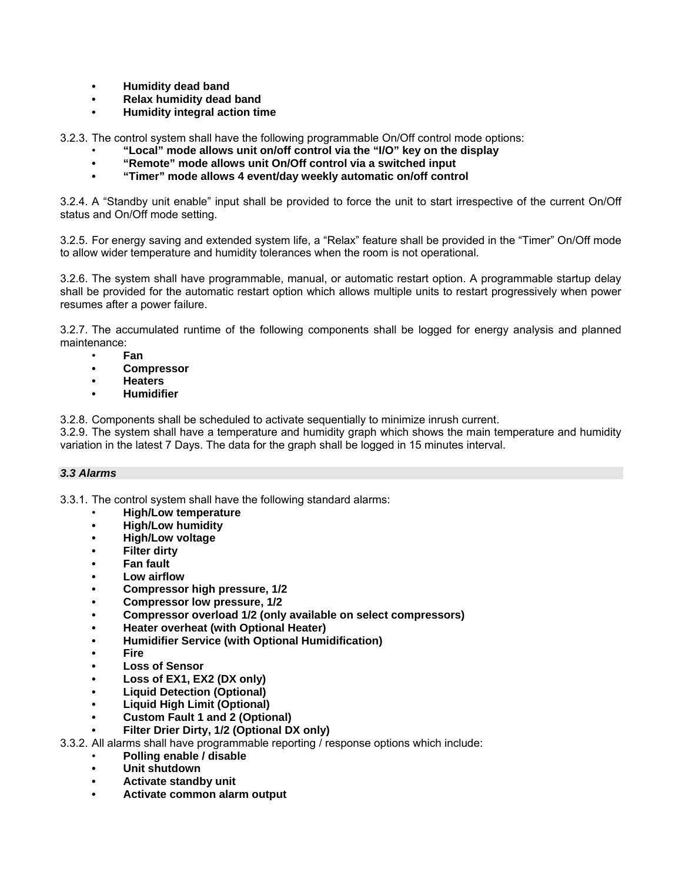- **Humidity dead band**
- **Relax humidity dead band**
- **Humidity integral action time**

3.2.3. The control system shall have the following programmable On/Off control mode options:

- **"Local" mode allows unit on/off control via the "I/O" key on the display**
- **"Remote" mode allows unit On/Off control via a switched input**
- **"Timer" mode allows 4 event/day weekly automatic on/off control**

3.2.4. A "Standby unit enable" input shall be provided to force the unit to start irrespective of the current On/Off status and On/Off mode setting.

3.2.5. For energy saving and extended system life, a "Relax" feature shall be provided in the "Timer" On/Off mode to allow wider temperature and humidity tolerances when the room is not operational.

3.2.6. The system shall have programmable, manual, or automatic restart option. A programmable startup delay shall be provided for the automatic restart option which allows multiple units to restart progressively when power resumes after a power failure.

3.2.7. The accumulated runtime of the following components shall be logged for energy analysis and planned maintenance:

- **Fan**
- **Compressor**
- **Heaters**
- **Humidifier**

3.2.8. Components shall be scheduled to activate sequentially to minimize inrush current.

3.2.9. The system shall have a temperature and humidity graph which shows the main temperature and humidity variation in the latest 7 Days. The data for the graph shall be logged in 15 minutes interval.

### *3.3 Alarms*

3.3.1. The control system shall have the following standard alarms:

- **High/Low temperature**
- **High/Low humidity**
- **High/Low voltage**
- **Filter dirty**
- **Fan fault**
- **Low airflow**
- **Compressor high pressure, 1/2**
- **Compressor low pressure, 1/2**
- **Compressor overload 1/2 (only available on select compressors)**
- **Heater overheat (with Optional Heater)**
- **Humidifier Service (with Optional Humidification)**
- **Fire**
- **Loss of Sensor**
- **Loss of EX1, EX2 (DX only)**
- **Liquid Detection (Optional)**
- **Liquid High Limit (Optional)**
- **Custom Fault 1 and 2 (Optional)**
- **Filter Drier Dirty, 1/2 (Optional DX only)**

3.3.2. All alarms shall have programmable reporting / response options which include:

- **Polling enable / disable**
- **Unit shutdown**
- **Activate standby unit**
- **Activate common alarm output**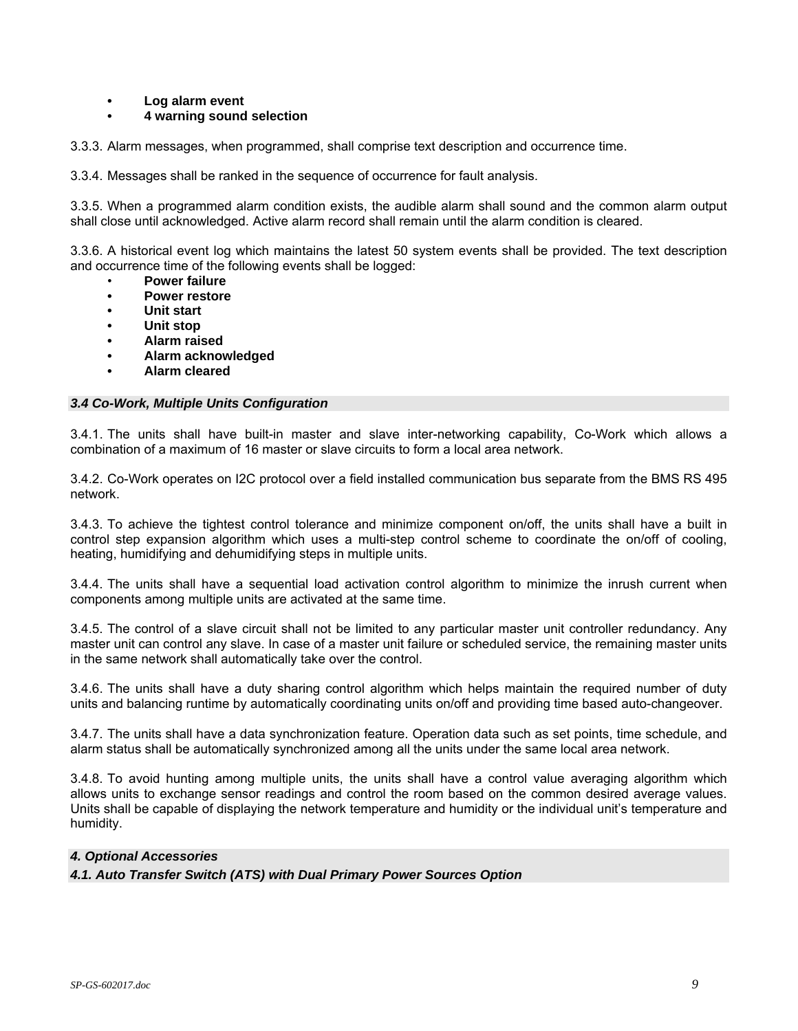- **Log alarm event**
- **4 warning sound selection**

3.3.3. Alarm messages, when programmed, shall comprise text description and occurrence time.

3.3.4. Messages shall be ranked in the sequence of occurrence for fault analysis.

3.3.5. When a programmed alarm condition exists, the audible alarm shall sound and the common alarm output shall close until acknowledged. Active alarm record shall remain until the alarm condition is cleared.

3.3.6. A historical event log which maintains the latest 50 system events shall be provided. The text description and occurrence time of the following events shall be logged:

- **Power failure**
- **Power restore**
- **Unit start**
- **Unit stop**
- **Alarm raised**
- **Alarm acknowledged**
- **Alarm cleared**

### *3.4 Co-Work, Multiple Units Configuration*

3.4.1. The units shall have built-in master and slave inter-networking capability, Co-Work which allows a combination of a maximum of 16 master or slave circuits to form a local area network.

3.4.2. Co-Work operates on I2C protocol over a field installed communication bus separate from the BMS RS 495 network.

3.4.3. To achieve the tightest control tolerance and minimize component on/off, the units shall have a built in control step expansion algorithm which uses a multi-step control scheme to coordinate the on/off of cooling, heating, humidifying and dehumidifying steps in multiple units.

3.4.4. The units shall have a sequential load activation control algorithm to minimize the inrush current when components among multiple units are activated at the same time.

3.4.5. The control of a slave circuit shall not be limited to any particular master unit controller redundancy. Any master unit can control any slave. In case of a master unit failure or scheduled service, the remaining master units in the same network shall automatically take over the control.

3.4.6. The units shall have a duty sharing control algorithm which helps maintain the required number of duty units and balancing runtime by automatically coordinating units on/off and providing time based auto-changeover.

3.4.7. The units shall have a data synchronization feature. Operation data such as set points, time schedule, and alarm status shall be automatically synchronized among all the units under the same local area network.

3.4.8. To avoid hunting among multiple units, the units shall have a control value averaging algorithm which allows units to exchange sensor readings and control the room based on the common desired average values. Units shall be capable of displaying the network temperature and humidity or the individual unit's temperature and humidity.

## *4. Optional Accessories*

### *4.1. Auto Transfer Switch (ATS) with Dual Primary Power Sources Option*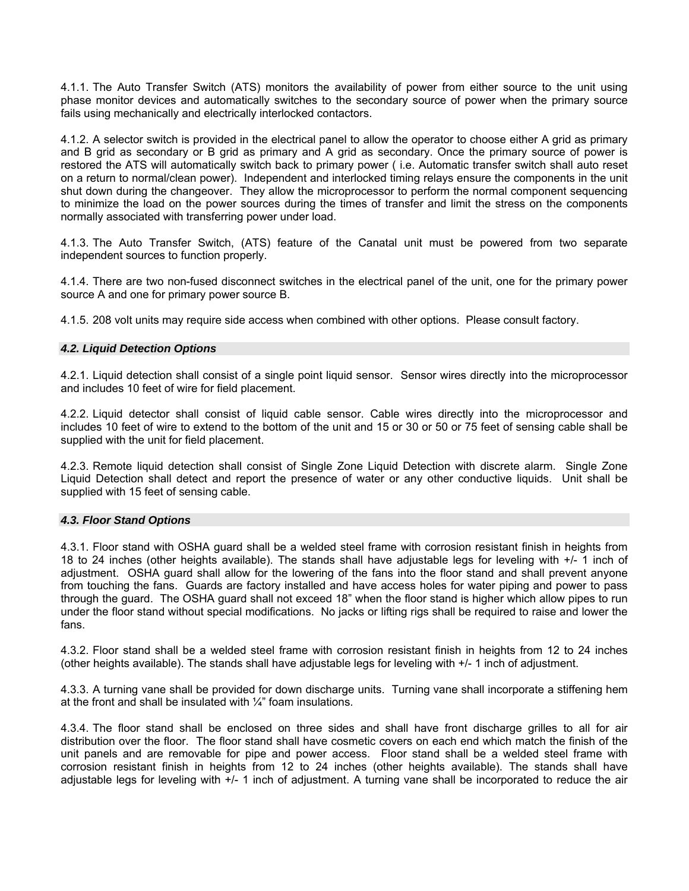4.1.1. The Auto Transfer Switch (ATS) monitors the availability of power from either source to the unit using phase monitor devices and automatically switches to the secondary source of power when the primary source fails using mechanically and electrically interlocked contactors.

4.1.2. A selector switch is provided in the electrical panel to allow the operator to choose either A grid as primary and B grid as secondary or B grid as primary and A grid as secondary. Once the primary source of power is restored the ATS will automatically switch back to primary power ( i.e. Automatic transfer switch shall auto reset on a return to normal/clean power). Independent and interlocked timing relays ensure the components in the unit shut down during the changeover. They allow the microprocessor to perform the normal component sequencing to minimize the load on the power sources during the times of transfer and limit the stress on the components normally associated with transferring power under load.

4.1.3. The Auto Transfer Switch, (ATS) feature of the Canatal unit must be powered from two separate independent sources to function properly.

4.1.4. There are two non-fused disconnect switches in the electrical panel of the unit, one for the primary power source A and one for primary power source B.

4.1.5. 208 volt units may require side access when combined with other options. Please consult factory.

### *4.2. Liquid Detection Options*

4.2.1. Liquid detection shall consist of a single point liquid sensor. Sensor wires directly into the microprocessor and includes 10 feet of wire for field placement.

4.2.2. Liquid detector shall consist of liquid cable sensor. Cable wires directly into the microprocessor and includes 10 feet of wire to extend to the bottom of the unit and 15 or 30 or 50 or 75 feet of sensing cable shall be supplied with the unit for field placement.

4.2.3. Remote liquid detection shall consist of Single Zone Liquid Detection with discrete alarm. Single Zone Liquid Detection shall detect and report the presence of water or any other conductive liquids. Unit shall be supplied with 15 feet of sensing cable.

### *4.3. Floor Stand Options*

4.3.1. Floor stand with OSHA guard shall be a welded steel frame with corrosion resistant finish in heights from 18 to 24 inches (other heights available). The stands shall have adjustable legs for leveling with +/- 1 inch of adjustment. OSHA guard shall allow for the lowering of the fans into the floor stand and shall prevent anyone from touching the fans. Guards are factory installed and have access holes for water piping and power to pass through the guard. The OSHA guard shall not exceed 18" when the floor stand is higher which allow pipes to run under the floor stand without special modifications. No jacks or lifting rigs shall be required to raise and lower the fans.

4.3.2. Floor stand shall be a welded steel frame with corrosion resistant finish in heights from 12 to 24 inches (other heights available). The stands shall have adjustable legs for leveling with +/- 1 inch of adjustment.

4.3.3. A turning vane shall be provided for down discharge units. Turning vane shall incorporate a stiffening hem at the front and shall be insulated with ¼" foam insulations.

4.3.4. The floor stand shall be enclosed on three sides and shall have front discharge grilles to all for air distribution over the floor. The floor stand shall have cosmetic covers on each end which match the finish of the unit panels and are removable for pipe and power access. Floor stand shall be a welded steel frame with corrosion resistant finish in heights from 12 to 24 inches (other heights available). The stands shall have adjustable legs for leveling with +/- 1 inch of adjustment. A turning vane shall be incorporated to reduce the air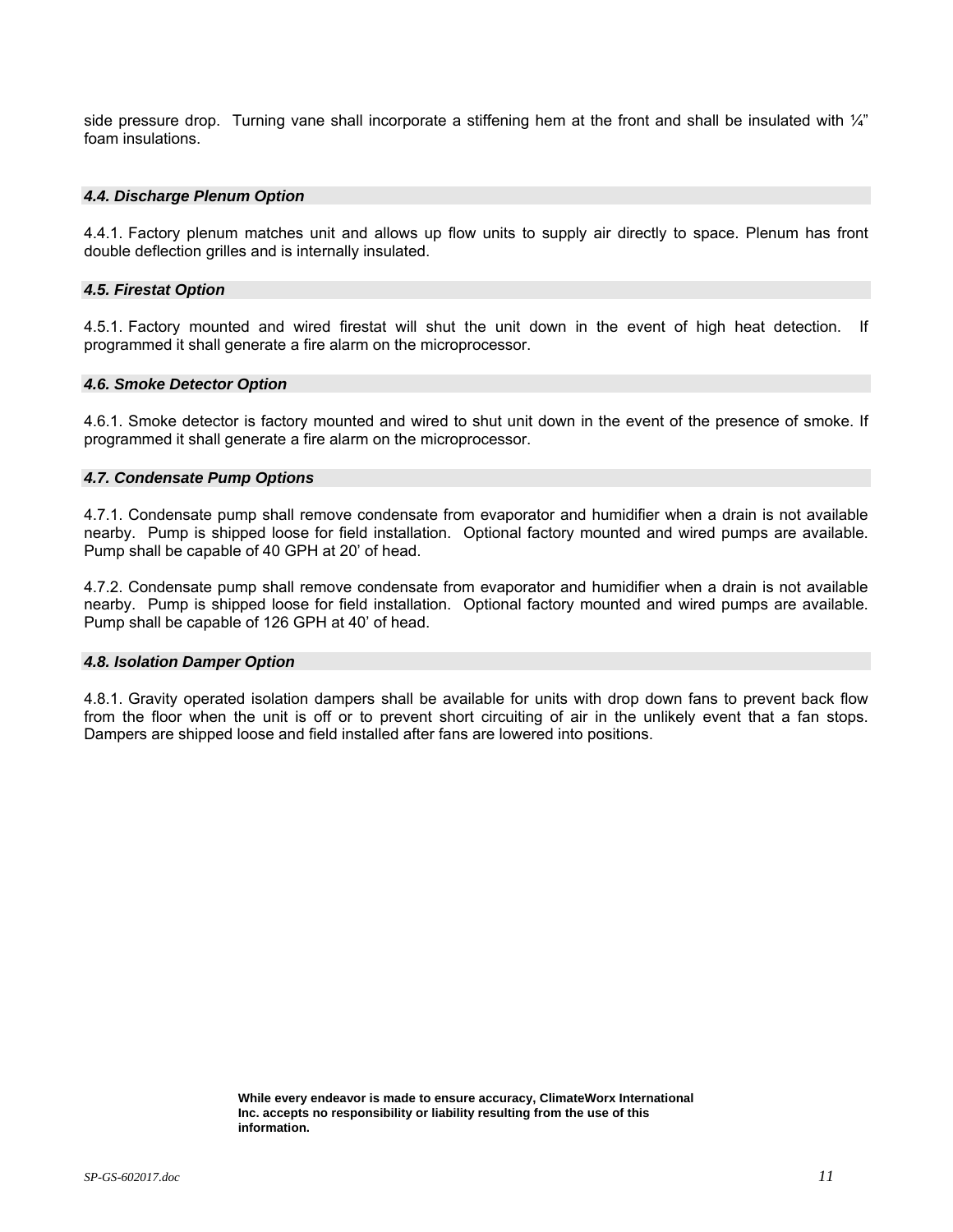side pressure drop. Turning vane shall incorporate a stiffening hem at the front and shall be insulated with ¼" foam insulations.

### *4.4. Discharge Plenum Option*

4.4.1. Factory plenum matches unit and allows up flow units to supply air directly to space. Plenum has front double deflection grilles and is internally insulated.

### *4.5. Firestat Option*

4.5.1. Factory mounted and wired firestat will shut the unit down in the event of high heat detection. If programmed it shall generate a fire alarm on the microprocessor.

### *4.6. Smoke Detector Option*

4.6.1. Smoke detector is factory mounted and wired to shut unit down in the event of the presence of smoke. If programmed it shall generate a fire alarm on the microprocessor.

### *4.7. Condensate Pump Options*

4.7.1. Condensate pump shall remove condensate from evaporator and humidifier when a drain is not available nearby. Pump is shipped loose for field installation. Optional factory mounted and wired pumps are available. Pump shall be capable of 40 GPH at 20' of head.

4.7.2. Condensate pump shall remove condensate from evaporator and humidifier when a drain is not available nearby. Pump is shipped loose for field installation. Optional factory mounted and wired pumps are available. Pump shall be capable of 126 GPH at 40' of head.

### *4.8. Isolation Damper Option*

4.8.1. Gravity operated isolation dampers shall be available for units with drop down fans to prevent back flow from the floor when the unit is off or to prevent short circuiting of air in the unlikely event that a fan stops. Dampers are shipped loose and field installed after fans are lowered into positions.

**While every endeavor is made to ensure accuracy, ClimateWorx International Inc. accepts no responsibility or liability resulting from the use of this information.**